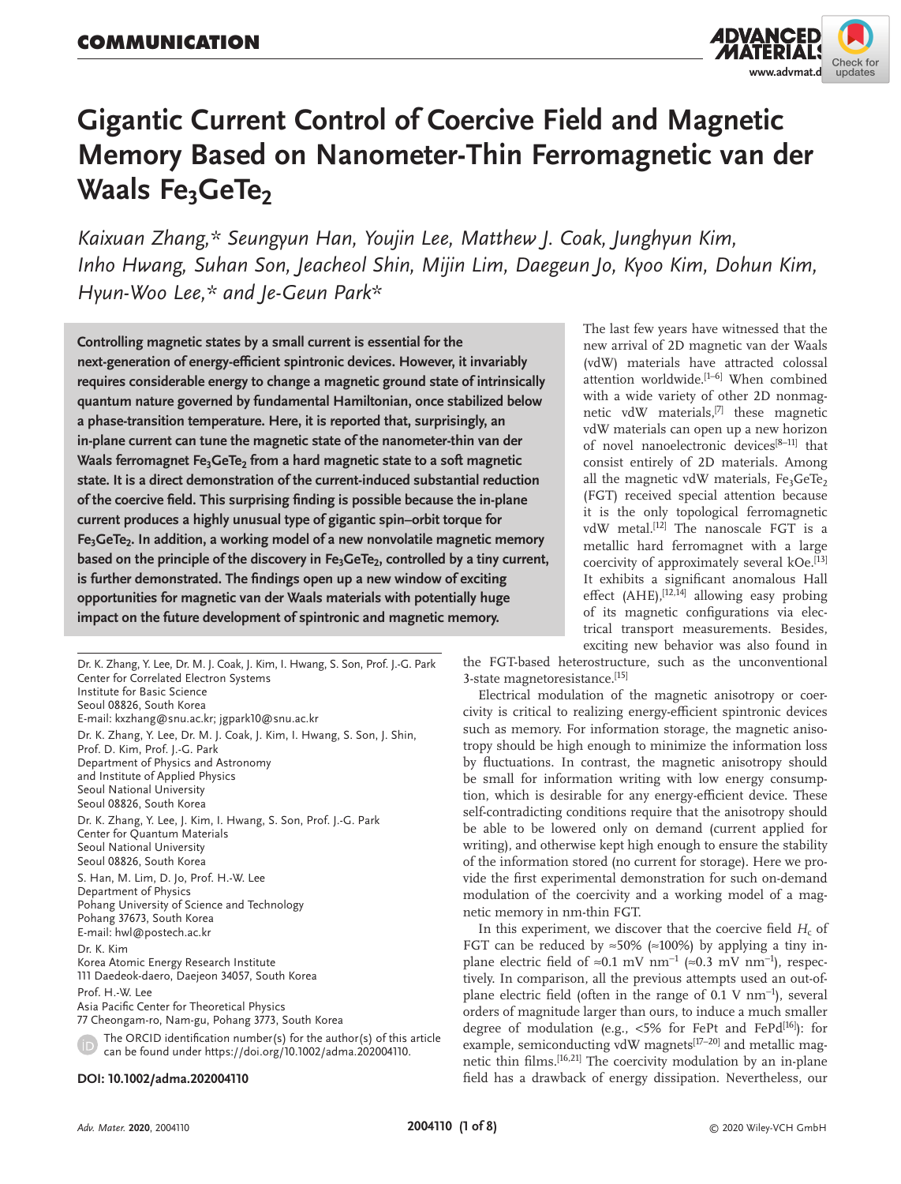COMMUNICATION

# Gigantic Current Control of Coercive Field and Magnetic Memory Based on Nanometer-Thin Ferromagnetic van der Waals $Fe_3GeTe_2$

*Kaixuan Zhang,\* Seungyun Han, Youjin Lee, Matthew J. Coak, Junghyun Kim, Inho Hwang, Suhan Son, Jeacheol Shin, Mijin Lim, Daegeun Jo, Kyoo Kim, Dohun Kim, Hyun-Woo Lee,\* and Je-Geun Park\**

**Controlling magnetic states by a small current is essential for the next-generation of energy-efficient spintronic devices. However, it invariably requires considerable energy to change a magnetic ground state of intrinsically quantum nature governed by fundamental Hamiltonian, once stabilized below a phase-transition temperature. Here, it is reported that, surprisingly, an in-plane current can tune the magnetic state of the nanometer-thin van der Waals ferromagnet $Fe_3GeTe_2$ from a hard magnetic state to a soft magnetic state. It is a direct demonstration of the current-induced substantial reduction of the coercive field. This surprising finding is possible because the in-plane current produces a highly unusual type of gigantic spin–orbit torque for $Fe_3GeTe_2$. In addition, a working model of a new nonvolatile magnetic memory based on the principle of the discovery in $Fe_3GeTe_2$, controlled by a tiny current, is further demonstrated. The findings open up a new window of exciting opportunities for magnetic van der Waals materials with potentially huge impact on the future development of spintronic and magnetic memory.**

Dr. K. Zhang, Y. Lee, Dr. M. J. Coak, J. Kim, I. Hwang, S. Son, Prof. J.-G. Park
Center for Correlated Electron Systems
Institute for Basic Science
Seoul 08826, South Korea
E-mail: kxzhang@snu.ac.kr; jgpark10@snu.ac.kr

Dr. K. Zhang, Y. Lee, Dr. M. J. Coak, J. Kim, I. Hwang, S. Son, J. Shin, Prof. D. Kim, Prof. J.-G. Park
Department of Physics and Astronomy
and Institute of Applied Physics
Seoul National University
Seoul 08826, South Korea

Dr. K. Zhang, Y. Lee, J. Kim, I. Hwang, S. Son, Prof. J.-G. Park
Center for Quantum Materials
Seoul National University
Seoul 08826, South Korea

S. Han, M. Lim, D. Jo, Prof. H.-W. Lee
Department of Physics
Pohang University of Science and Technology
Pohang 37673, South Korea
E-mail: hwl@postech.ac.kr

Dr. K. Kim
Korea Atomic Energy Research Institute
111 Daedeok-daero, Daejeon 34057, South Korea

Prof. H.-W. Lee
Asia Pacific Center for Theoretical Physics
77 Cheongam-ro, Nam-gu, Pohang 3773, South Korea

The ORCID identification number(s) for the author(s) of this article can be found under https://doi.org/10.1002/adma.202004110.

**DOI: 10.1002/adma.202004110**

The last few years have witnessed that the new arrival of 2D magnetic van der Waals (vdW) materials have attracted colossal attention worldwide.[1–6] When combined with a wide variety of other 2D nonmagnetic vdW materials,[7] these magnetic vdW materials can open up a new horizon of novel nanoelectronic devices[8–11] that consist entirely of 2D materials. Among all the magnetic vdW materials, $Fe_3GeTe_2$ (FGT) received special attention because it is the only topological ferromagnetic vdW metal.[12] The nanoscale FGT is a metallic hard ferromagnet with a large coercivity of approximately several kOe.[13] It exhibits a significant anomalous Hall effect (AHE),[12,14] allowing easy probing of its magnetic configurations via electrical transport measurements. Besides, exciting new behavior was also found in the FGT-based heterostructure, such as the unconventional 3-state magnetoresistance.[15]

Electrical modulation of the magnetic anisotropy or coercivity is critical to realizing energy-efficient spintronic devices such as memory. For information storage, the magnetic anisotropy should be high enough to minimize the information loss by fluctuations. In contrast, the magnetic anisotropy should be small for information writing with low energy consumption, which is desirable for any energy-efficient device. These self-contradicting conditions require that the anisotropy should be able to be lowered only on demand (current applied for writing), and otherwise kept high enough to ensure the stability of the information stored (no current for storage). Here we provide the first experimental demonstration for such on-demand modulation of the coercivity and a working model of a magnetic memory in nm-thin FGT.

In this experiment, we discover that the coercive field $H_c$ of FGT can be reduced by ≈50% (≈100%) by applying a tiny in-plane electric field of ≈0.1 mV $nm^{-1}$ (≈0.3 mV $nm^{-1}$), respectively. In comparison, all the previous attempts used an out-of-plane electric field (often in the range of 0.1 V $nm^{-1}$), several orders of magnitude larger than ours, to induce a much smaller degree of modulation (e.g., <5% for FePt and FePd[16]): for example, semiconducting vdW magnets[17–20] and metallic magnetic thin films.[16,21] The coercivity modulation by an in-plane field has a drawback of energy dissipation. Nevertheless, our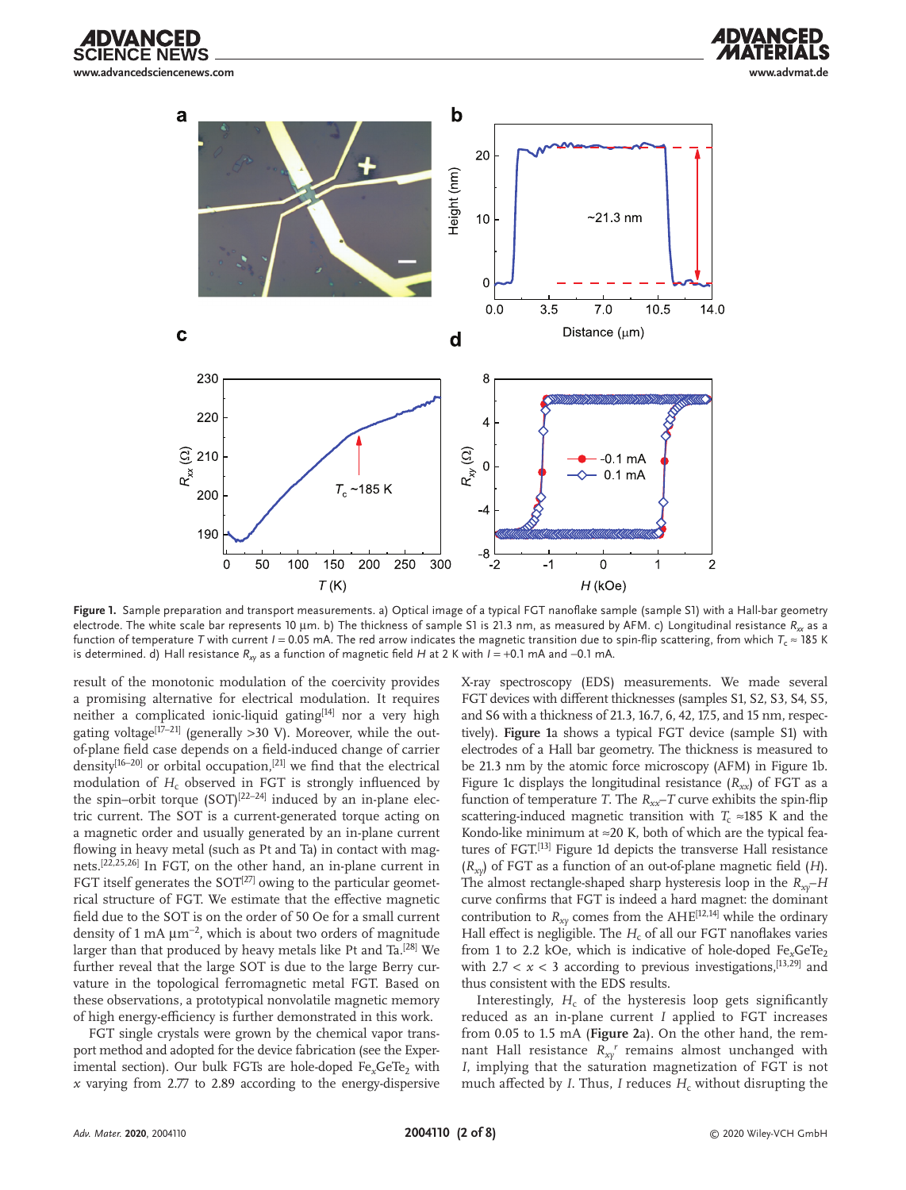Figure 1. Sample preparation and transport measurements. a) Optical image of a typical FGT nanoflake sample (sample S1) with a Hall-bar geometry electrode. The white scale bar represents 10 µm. b) The thickness of sample S1 is 21.3 nm, as measured by AFM. c) Longitudinal resistance $R_{xx}$ as a function of temperature $T$ with current $I = 0.05$ mA. The red arrow indicates the magnetic transition due to spin-flip scattering, from which $T_c \approx 185$ K is determined. d) Hall resistance $R_{xy}$ as a function of magnetic field $H$ at 2 K with $I = +0.1$ mA and $-0.1$ mA.

result of the monotonic modulation of the coercivity provides a promising alternative for electrical modulation. It requires neither a complicated ionic-liquid gating[14] nor a very high gating voltage[17–21] (generally >30 V). Moreover, while the out-of-plane field case depends on a field-induced change of carrier density[16–20] or orbital occupation,[21] we find that the electrical modulation of $H_c$ observed in FGT is strongly influenced by the spin–orbit torque (SOT)[22–24] induced by an in-plane electric current. The SOT is a current-generated torque acting on a magnetic order and usually generated by an in-plane current flowing in heavy metal (such as Pt and Ta) in contact with magnets.[22,25,26] In FGT, on the other hand, an in-plane current in FGT itself generates the SOT[27] owing to the particular geometrical structure of FGT. We estimate that the effective magnetic field due to the SOT is on the order of 50 Oe for a small current density of 1 mA µm$^{-2}$, which is about two orders of magnitude larger than that produced by heavy metals like Pt and Ta.[28] We further reveal that the large SOT is due to the large Berry curvature in the topological ferromagnetic metal FGT. Based on these observations, a prototypical nonvolatile magnetic memory of high energy-efficiency is further demonstrated in this work.

FGT single crystals were grown by the chemical vapor transport method and adopted for the device fabrication (see the Experimental section). Our bulk FGTs are hole-doped $Fe_xGeTe_2$ with $x$ varying from 2.77 to 2.89 according to the energy-dispersive X-ray spectroscopy (EDS) measurements. We made several FGT devices with different thicknesses (samples S1, S2, S3, S4, S5, and S6 with a thickness of 21.3, 16.7, 6, 42, 17.5, and 15 nm, respectively). **Figure 1**a shows a typical FGT device (sample S1) with electrodes of a Hall bar geometry. The thickness is measured to be 21.3 nm by the atomic force microscopy (AFM) in Figure 1b. Figure 1c displays the longitudinal resistance ($R_{xx}$) of FGT as a function of temperature $T$. The $R_{xx}$–$T$ curve exhibits the spin-flip scattering-induced magnetic transition with $T_c \approx 185$ K and the Kondo-like minimum at ≈20 K, both of which are the typical features of FGT.[13] Figure 1d depicts the transverse Hall resistance ($R_{xy}$) of FGT as a function of an out-of-plane magnetic field ($H$). The almost rectangle-shaped sharp hysteresis loop in the $R_{xy}$–$H$ curve confirms that FGT is indeed a hard magnet: the dominant contribution to $R_{xy}$ comes from the AHE[12,14] while the ordinary Hall effect is negligible. The $H_c$ of all our FGT nanoflakes varies from 1 to 2.2 kOe, which is indicative of hole-doped $Fe_xGeTe_2$ with $2.7 < x < 3$ according to previous investigations,[13,29] and thus consistent with the EDS results.

Interestingly, $H_c$ of the hysteresis loop gets significantly reduced as an in-plane current $I$ applied to FGT increases from 0.05 to 1.5 mA (**Figure 2**a). On the other hand, the remnant Hall resistance $R_{xy}^r$ remains almost unchanged with $I$, implying that the saturation magnetization of FGT is not much affected by $I$. Thus, $I$ reduces $H_c$ without disrupting the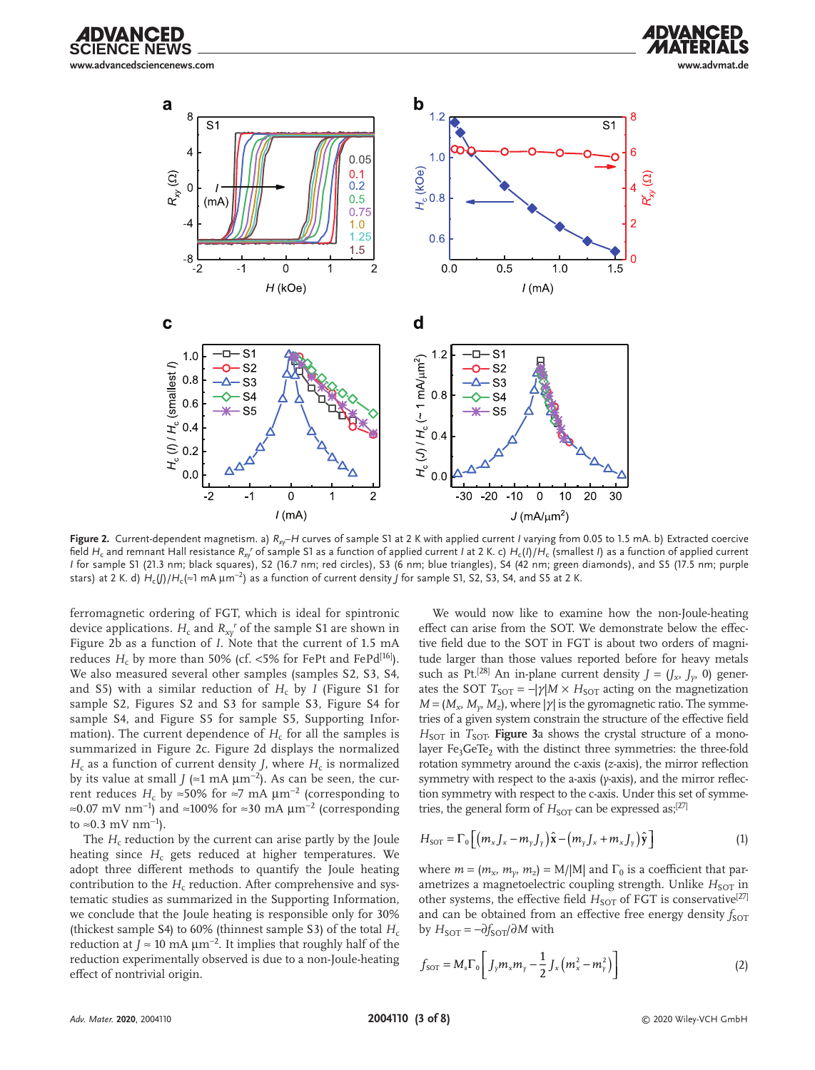**Figure 2.** Current-dependent magnetism. a) $R_{xy}$–$H$ curves of sample S1 at 2 K with applied current $I$ varying from 0.05 to 1.5 mA. b) Extracted coercive field $H_c$ and remnant Hall resistance $R_{xy}^r$ of sample S1 as a function of applied current $I$ at 2 K. c) $H_c(I)/H_c$ (smallest $I$) as a function of applied current $I$ for sample S1 (21.3 nm; black squares), S2 (16.7 nm; red circles), S3 (6 nm; blue triangles), S4 (42 nm; green diamonds), and S5 (17.5 nm; purple stars) at 2 K. d) $H_c(J)/H_c(\approx 1 \text{ mA } \mu\text{m}^{-2})$ as a function of current density $J$ for sample S1, S2, S3, S4, and S5 at 2 K.

ferromagnetic ordering of FGT, which is ideal for spintronic device applications. $H_c$ and $R_{xy}^r$ of the sample S1 are shown in Figure 2b as a function of $I$. Note that the current of 1.5 mA reduces $H_c$ by more than 50% (cf. <5% for FePt and FePd[16]). We also measured several other samples (samples S2, S3, S4, and S5) with a similar reduction of $H_c$ by $I$ (Figure S1 for sample S2, Figures S2 and S3 for sample S3, Figure S4 for sample S4, and Figure S5 for sample S5, Supporting Information). The current dependence of $H_c$ for all the samples is summarized in Figure 2c. Figure 2d displays the normalized $H_c$ as a function of current density $J$, where $H_c$ is normalized by its value at small $J$ (≈1 mA μm$^{-2}$). As can be seen, the current reduces $H_c$ by ≈50% for ≈7 mA μm$^{-2}$ (corresponding to ≈0.07 mV nm$^{-1}$) and ≈100% for ≈30 mA μm$^{-2}$ (corresponding to ≈0.3 mV nm$^{-1}$).

The $H_c$ reduction by the current can arise partly by the Joule heating since $H_c$ gets reduced at higher temperatures. We adopt three different methods to quantify the Joule heating contribution to the $H_c$ reduction. After comprehensive and systematic studies as summarized in the Supporting Information, we conclude that the Joule heating is responsible only for 30% (thickest sample S4) to 60% (thinnest sample S3) of the total $H_c$ reduction at $J \approx 10$ mA μm$^{-2}$. It implies that roughly half of the reduction experimentally observed is due to a non-Joule-heating effect of nontrivial origin.

We would now like to examine how the non-Joule-heating effect can arise from the SOT. We demonstrate below the effective field due to the SOT in FGT is about two orders of magnitude larger than those values reported before for heavy metals such as Pt.[28] An in-plane current density $J = (J_x, J_y, 0)$ generates the SOT $T_{SOT} = -|\gamma| M \times H_{SOT}$ acting on the magnetization $M = (M_x, M_y, M_z)$, where $|\gamma|$ is the gyromagnetic ratio. The symmetries of a given system constrain the structure of the effective field $H_{SOT}$ in $T_{SOT}$. **Figure 3**a shows the crystal structure of a monolayer $Fe_3GeTe_2$ with the distinct three symmetries: the three-fold rotation symmetry around the c-axis ($z$-axis), the mirror reflection symmetry with respect to the a-axis ($y$-axis), and the mirror reflection symmetry with respect to the c-axis. Under this set of symmetries, the general form of $H_{SOT}$ can be expressed as;[27]

$$H_{SOT} = \Gamma_0 \left[ \left( m_x J_x - m_y J_y \right) \hat{\mathbf{x}} - \left( m_y J_x + m_x J_y \right) \hat{\mathbf{y}} \right] \tag{1}$$

where $m = (m_x, m_y, m_z) = M/|M|$ and $\Gamma_0$ is a coefficient that parametrizes a magnetoelectric coupling strength. Unlike $H_{SOT}$ in other systems, the effective field $H_{SOT}$ of FGT is conservative[27] and can be obtained from an effective free energy density $f_{SOT}$ by $H_{SOT} = -\partial f_{SOT}/\partial M$ with

$$f_{SOT} = M_s \Gamma_0 \left[ J_y m_x m_y - \frac{1}{2} J_x \left( m_x^2 - m_y^2 \right) \right] \tag{2}$$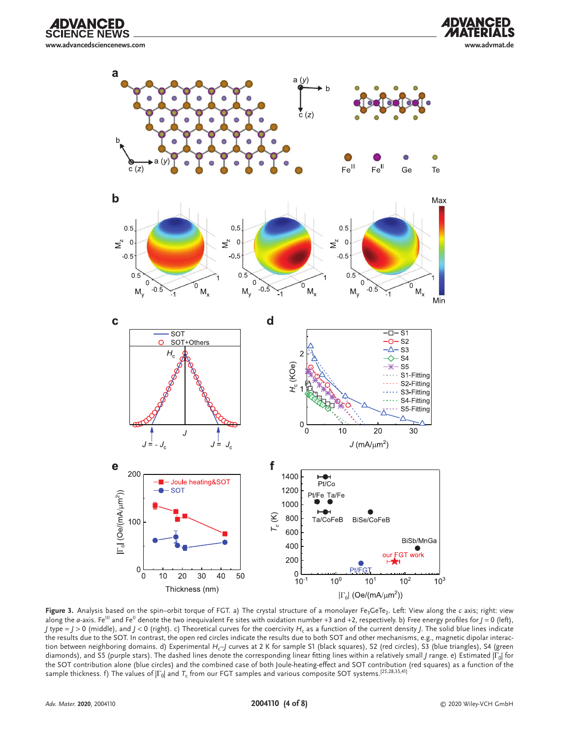**Figure 3.** Analysis based on the spin–orbit torque of FGT. a) The crystal structure of a monolayer $Fe_3GeTe_2$. Left: View along the *c* axis; right: view along the *a*-axis. $Fe^{III}$ and $Fe^{II}$ denote the two inequivalent Fe sites with oxidation number +3 and +2, respectively. b) Free energy profiles for $J = 0$ (left), $J$ type = $J > 0$ (middle), and $J < 0$ (right). c) Theoretical curves for the coercivity $H_c$ as a function of the current density $J$. The solid blue lines indicate the results due to the SOT. In contrast, the open red circles indicate the results due to both SOT and other mechanisms, e.g., magnetic dipolar interaction between neighboring domains. d) Experimental $H_c$–$J$ curves at 2 K for sample S1 (black squares), S2 (red circles), S3 (blue triangles), S4 (green diamonds), and S5 (purple stars). The dashed lines denote the corresponding linear fitting lines within a relatively small $J$ range. e) Estimated $|\Gamma_0|$ for the SOT contribution alone (blue circles) and the combined case of both Joule-heating-effect and SOT contribution (red squares) as a function of the sample thickness. f) The values of $|\Gamma_0|$ and $T_c$ from our FGT samples and various composite SOT systems.[25,28,35,41]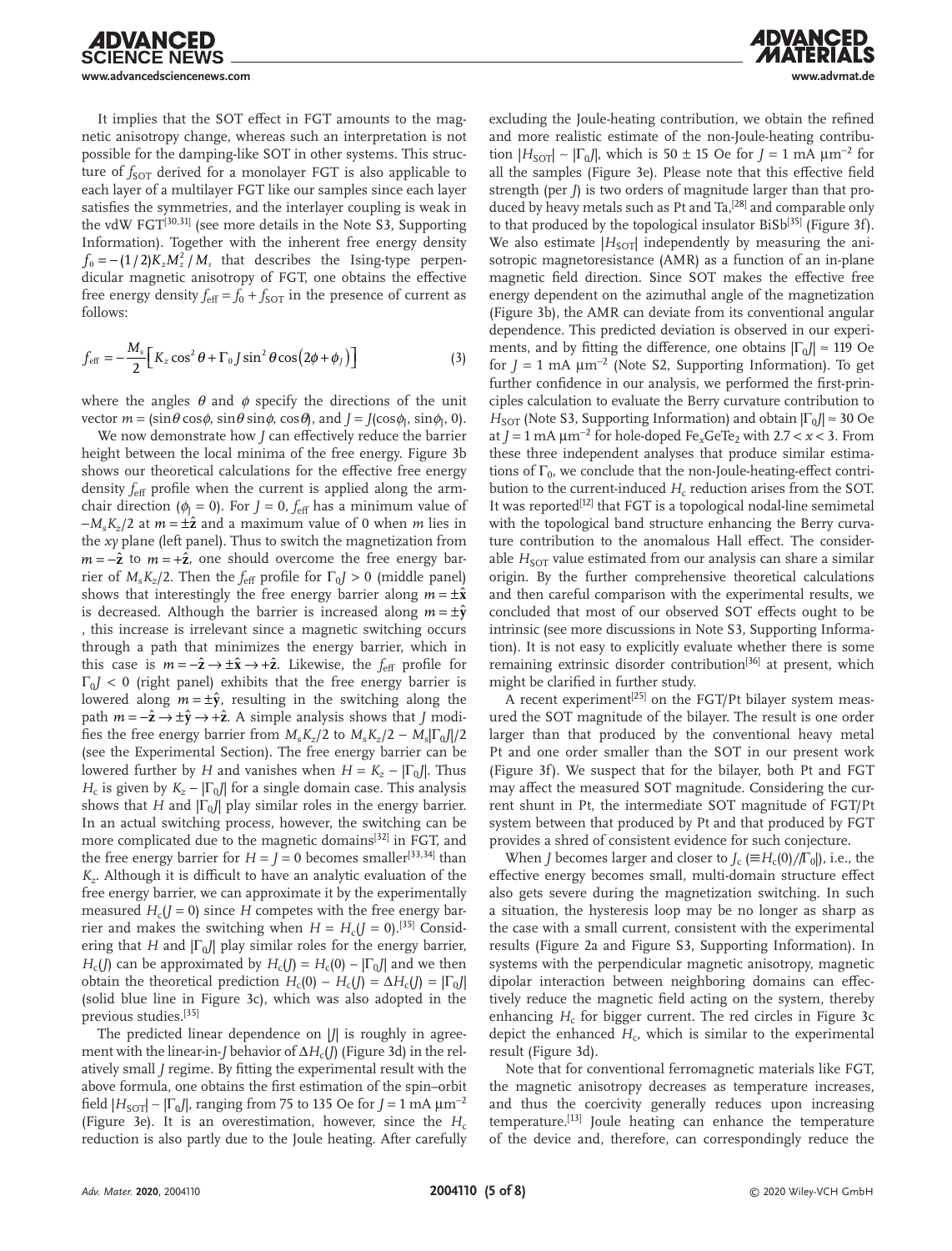It implies that the SOT effect in FGT amounts to the magnetic anisotropy change, whereas such an interpretation is not possible for the damping-like SOT in other systems. This structure of $f_{SOT}$ derived for a monolayer FGT is also applicable to each layer of a multilayer FGT like our samples since each layer satisfies the symmetries, and the interlayer coupling is weak in the vdW FGT[30,31] (see more details in the Note S3, Supporting Information). Together with the inherent free energy density $f_0 = -(1/2)K_z M_z^2 / M_s$ that describes the Ising-type perpendicular magnetic anisotropy of FGT, one obtains the effective free energy density $f_{eff} = f_0 + f_{SOT}$ in the presence of current as follows:

$$f_{eff} = -\frac{M_s}{2}\left[K_z \cos^2\theta + \Gamma_0 J \sin^2\theta \cos(2\phi + \phi_J)\right] \quad (3)$$

where the angles $\theta$ and $\phi$ specify the directions of the unit vector $m = (\sin\theta\cos\phi, \sin\theta\sin\phi, \cos\theta)$, and $J = J(\cos\phi_J, \sin\phi_J, 0)$.

We now demonstrate how $J$ can effectively reduce the barrier height between the local minima of the free energy. Figure 3b shows our theoretical calculations for the effective free energy density $f_{eff}$ profile when the current is applied along the armchair direction ($\phi_J = 0$). For $J = 0$, $f_{eff}$ has a minimum value of $-M_s K_z/2$ at $m = \pm\hat{\mathbf{z}}$ and a maximum value of 0 when $m$ lies in the $xy$ plane (left panel). Thus to switch the magnetization from $m = -\hat{\mathbf{z}}$ to $m = +\hat{\mathbf{z}}$, one should overcome the free energy barrier of $M_s K_z/2$. Then the $f_{eff}$ profile for $\Gamma_0 J > 0$ (middle panel) shows that interestingly the free energy barrier along $m = \pm\hat{\mathbf{x}}$ is decreased. Although the barrier is increased along $m = \pm\hat{\mathbf{y}}$ , this increase is irrelevant since a magnetic switching occurs through a path that minimizes the energy barrier, which in this case is $m = -\hat{\mathbf{z}} \rightarrow \pm\hat{\mathbf{x}} \rightarrow +\hat{\mathbf{z}}$. Likewise, the $f_{eff}$ profile for $\Gamma_0 J < 0$ (right panel) exhibits that the free energy barrier is lowered along $m = \pm\hat{\mathbf{y}}$, resulting in the switching along the path $m = -\hat{\mathbf{z}} \rightarrow \pm\hat{\mathbf{y}} \rightarrow +\hat{\mathbf{z}}$. A simple analysis shows that $J$ modifies the free energy barrier from $M_s K_z/2$ to $M_s K_z/2 - M_s|\Gamma_0 J|/2$ (see the Experimental Section). The free energy barrier can be lowered further by $H$ and vanishes when $H = K_z - |\Gamma_0 J|$. Thus $H_c$ is given by $K_z - |\Gamma_0 J|$ for a single domain case. This analysis shows that $H$ and $|\Gamma_0 J|$ play similar roles in the energy barrier. In an actual switching process, however, the switching can be more complicated due to the magnetic domains[32] in FGT, and the free energy barrier for $H = J = 0$ becomes smaller[33,34] than $K_z$. Although it is difficult to have an analytic evaluation of the free energy barrier, we can approximate it by the experimentally measured $H_c(J = 0)$ since $H$ competes with the free energy barrier and makes the switching when $H = H_c(J = 0)$.[35] Considering that $H$ and $|\Gamma_0 J|$ play similar roles for the energy barrier, $H_c(J)$ can be approximated by $H_c(J) = H_c(0) - |\Gamma_0 J|$ and we then obtain the theoretical prediction $H_c(0) - H_c(J) = \Delta H_c(J) = |\Gamma_0 J|$ (solid blue line in Figure 3c), which was also adopted in the previous studies.[35]

The predicted linear dependence on $|J|$ is roughly in agreement with the linear-in-$J$ behavior of $\Delta H_c(J)$ (Figure 3d) in the relatively small $J$ regime. By fitting the experimental result with the above formula, one obtains the first estimation of the spin–orbit field $|H_{SOT}| \sim |\Gamma_0 J|$, ranging from 75 to 135 Oe for $J = 1$ mA µm$^{-2}$ (Figure 3e). It is an overestimation, however, since the $H_c$ reduction is also partly due to the Joule heating. After carefully excluding the Joule-heating contribution, we obtain the refined and more realistic estimate of the non-Joule-heating contribution $|H_{SOT}| \sim |\Gamma_0 J|$, which is 50 ± 15 Oe for $J = 1$ mA µm$^{-2}$ for all the samples (Figure 3e). Please note that this effective field strength (per $J$) is two orders of magnitude larger than that produced by heavy metals such as Pt and Ta,[28] and comparable only to that produced by the topological insulator BiSb[35] (Figure 3f). We also estimate $|H_{SOT}|$ independently by measuring the anisotropic magnetoresistance (AMR) as a function of an in-plane magnetic field direction. Since SOT makes the effective free energy dependent on the azimuthal angle of the magnetization (Figure 3b), the AMR can deviate from its conventional angular dependence. This predicted deviation is observed in our experiments, and by fitting the difference, one obtains $|\Gamma_0 J| \approx 119$ Oe for $J = 1$ mA µm$^{-2}$ (Note S2, Supporting Information). To get further confidence in our analysis, we performed the first-principles calculation to evaluate the Berry curvature contribution to $H_{SOT}$ (Note S3, Supporting Information) and obtain $|\Gamma_0 J| \approx 30$ Oe at $J = 1$ mA µm$^{-2}$ for hole-doped $Fe_xGeTe_2$ with $2.7 < x < 3$. From these three independent analyses that produce similar estimations of $\Gamma_0$, we conclude that the non-Joule-heating-effect contribution to the current-induced $H_c$ reduction arises from the SOT. It was reported[12] that FGT is a topological nodal-line semimetal with the topological band structure enhancing the Berry curvature contribution to the anomalous Hall effect. The considerable $H_{SOT}$ value estimated from our analysis can share a similar origin. By the further comprehensive theoretical calculations and then careful comparison with the experimental results, we concluded that most of our observed SOT effects ought to be intrinsic (see more discussions in Note S3, Supporting Information). It is not easy to explicitly evaluate whether there is some remaining extrinsic disorder contribution[36] at present, which might be clarified in further study.

A recent experiment[25] on the FGT/Pt bilayer system measured the SOT magnitude of the bilayer. The result is one order larger than that produced by the conventional heavy metal Pt and one order smaller than the SOT in our present work (Figure 3f). We suspect that for the bilayer, both Pt and FGT may affect the measured SOT magnitude. Considering the current shunt in Pt, the intermediate SOT magnitude of FGT/Pt system between that produced by Pt and that produced by FGT provides a shred of consistent evidence for such conjecture.

When $J$ becomes larger and closer to $J_c$ ($\equiv H_c(0)/|\Gamma_0|$), i.e., the effective energy becomes small, multi-domain structure effect also gets severe during the magnetization switching. In such a situation, the hysteresis loop may be no longer as sharp as the case with a small current, consistent with the experimental results (Figure 2a and Figure S3, Supporting Information). In systems with the perpendicular magnetic anisotropy, magnetic dipolar interaction between neighboring domains can effectively reduce the magnetic field acting on the system, thereby enhancing $H_c$ for bigger current. The red circles in Figure 3c depict the enhanced $H_c$, which is similar to the experimental result (Figure 3d).

Note that for conventional ferromagnetic materials like FGT, the magnetic anisotropy decreases as temperature increases, and thus the coercivity generally reduces upon increasing temperature.[13] Joule heating can enhance the temperature of the device and, therefore, can correspondingly reduce the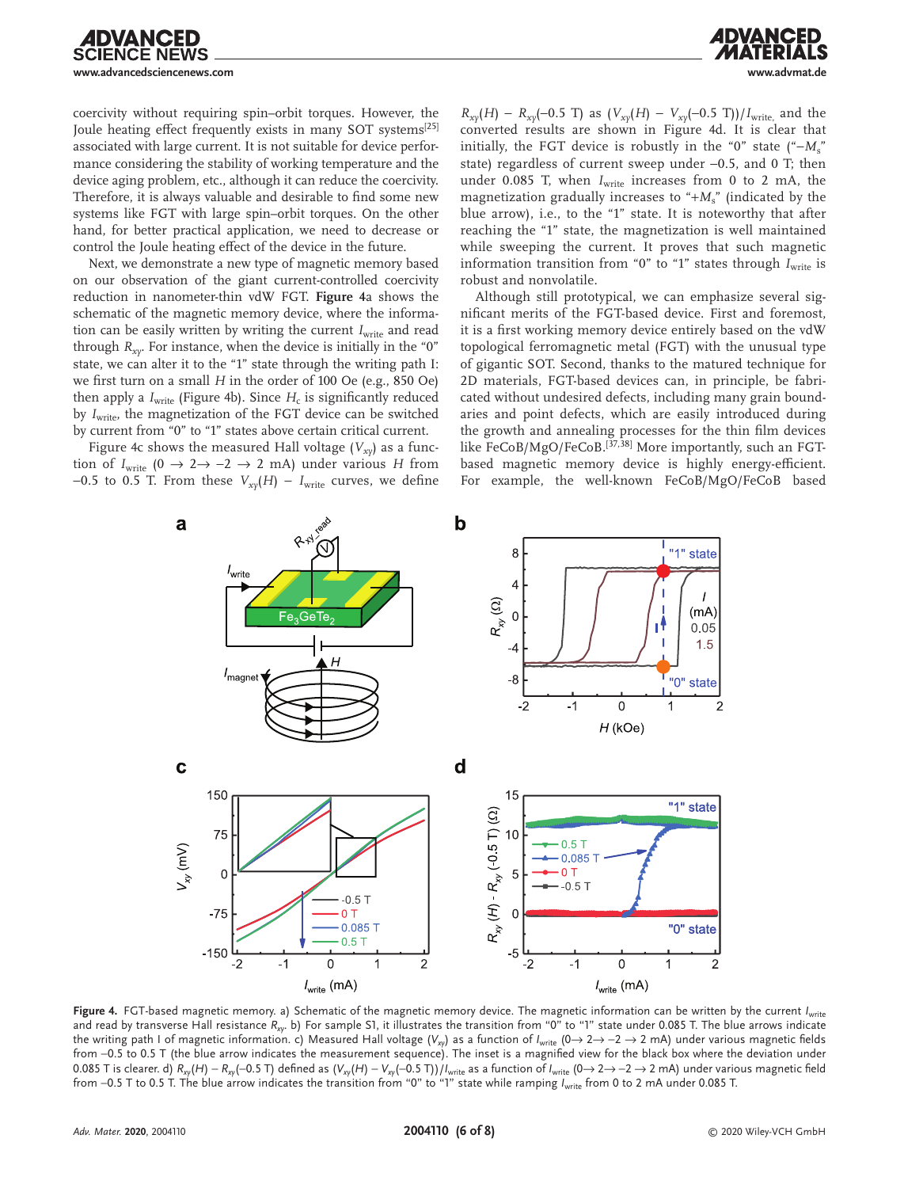coercivity without requiring spin–orbit torques. However, the Joule heating effect frequently exists in many SOT systems[25] associated with large current. It is not suitable for device performance considering the stability of working temperature and the device aging problem, etc., although it can reduce the coercivity. Therefore, it is always valuable and desirable to find some new systems like FGT with large spin–orbit torques. On the other hand, for better practical application, we need to decrease or control the Joule heating effect of the device in the future.

Next, we demonstrate a new type of magnetic memory based on our observation of the giant current-controlled coercivity reduction in nanometer-thin vdW FGT. **Figure 4**a shows the schematic of the magnetic memory device, where the information can be easily written by writing the current $I_{write}$ and read through $R_{xy}$. For instance, when the device is initially in the "0" state, we can alter it to the "1" state through the writing path I: we first turn on a small $H$ in the order of 100 Oe (e.g., 850 Oe) then apply a $I_{write}$ (Figure 4b). Since $H_c$ is significantly reduced by $I_{write}$, the magnetization of the FGT device can be switched by current from "0" to "1" states above certain critical current.

Figure 4c shows the measured Hall voltage ($V_{xy}$) as a function of $I_{write}$ ($0 \rightarrow 2 \rightarrow -2 \rightarrow 2$ mA) under various $H$ from −0.5 to 0.5 T. From these $V_{xy}(H) - I_{write}$ curves, we define $R_{xy}(H) - R_{xy}(-0.5\ \text{T})$ as $(V_{xy}(H) - V_{xy}(-0.5\ \text{T}))/I_{write}$, and the converted results are shown in Figure 4d. It is clear that initially, the FGT device is robustly in the "0" state ("$-M_s$" state) regardless of current sweep under −0.5, and 0 T; then under 0.085 T, when $I_{write}$ increases from 0 to 2 mA, the magnetization gradually increases to "$+M_s$" (indicated by the blue arrow), i.e., to the "1" state. It is noteworthy that after reaching the "1" state, the magnetization is well maintained while sweeping the current. It proves that such magnetic information transition from "0" to "1" states through $I_{write}$ is robust and nonvolatile.

Although still prototypical, we can emphasize several significant merits of the FGT-based device. First and foremost, it is a first working memory device entirely based on the vdW topological ferromagnetic metal (FGT) with the unusual type of gigantic SOT. Second, thanks to the matured technique for 2D materials, FGT-based devices can, in principle, be fabricated without undesired defects, including many grain boundaries and point defects, which are easily introduced during the growth and annealing processes for the thin film devices like FeCoB/MgO/FeCoB.[37,38] More importantly, such an FGT-based magnetic memory device is highly energy-efficient. For example, the well-known FeCoB/MgO/FeCoB based

**Figure 4.** FGT-based magnetic memory. a) Schematic of the magnetic memory device. The magnetic information can be written by the current $I_{write}$ and read by transverse Hall resistance $R_{xy}$. b) For sample S1, it illustrates the transition from "0" to "1" state under 0.085 T. The blue arrows indicate the writing path I of magnetic information. c) Measured Hall voltage ($V_{xy}$) as a function of $I_{write}$ ($0 \rightarrow 2 \rightarrow -2 \rightarrow 2$ mA) under various magnetic fields from −0.5 to 0.5 T (the blue arrow indicates the measurement sequence). The inset is a magnified view for the black box where the deviation under 0.085 T is clearer. d) $R_{xy}(H) - R_{xy}(-0.5\ \text{T})$ defined as $(V_{xy}(H) - V_{xy}(-0.5\ \text{T}))/I_{write}$ as a function of $I_{write}$ ($0 \rightarrow 2 \rightarrow -2 \rightarrow 2$ mA) under various magnetic field from −0.5 T to 0.5 T. The blue arrow indicates the transition from "0" to "1" state while ramping $I_{write}$ from 0 to 2 mA under 0.085 T.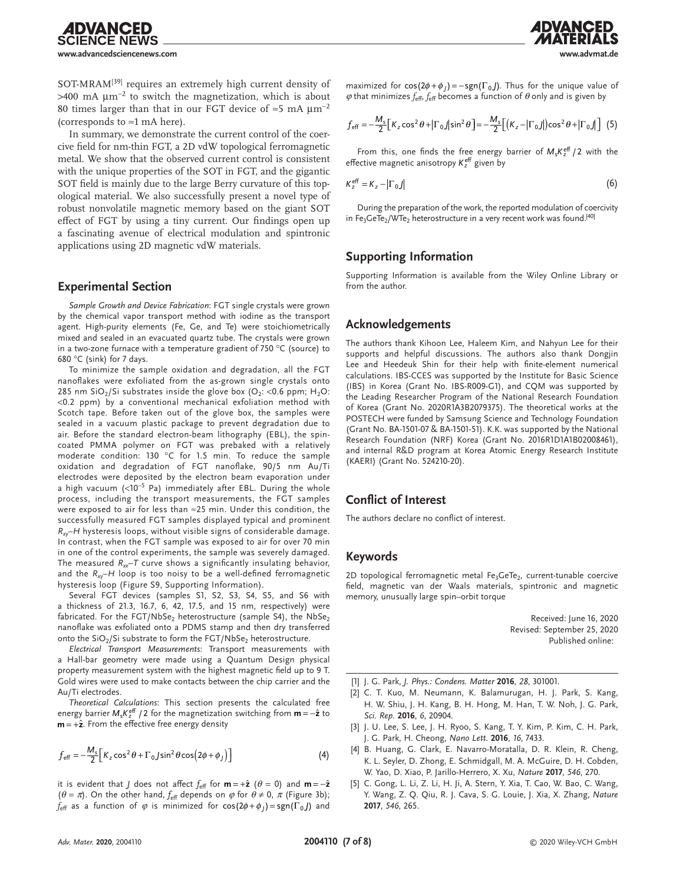SOT-MRAM[39] requires an extremely high current density of >400 mA μm$^{-2}$ to switch the magnetization, which is about 80 times larger than that in our FGT device of ≈5 mA μm$^{-2}$ (corresponds to ≈1 mA here).

In summary, we demonstrate the current control of the coercive field for nm-thin FGT, a 2D vdW topological ferromagnetic metal. We show that the observed current control is consistent with the unique properties of the SOT in FGT, and the gigantic SOT field is mainly due to the large Berry curvature of this topological material. We also successfully present a novel type of robust nonvolatile magnetic memory based on the giant SOT effect of FGT by using a tiny current. Our findings open up a fascinating avenue of electrical modulation and spintronic applications using 2D magnetic vdW materials.

## Experimental Section

*Sample Growth and Device Fabrication*: FGT single crystals were grown by the chemical vapor transport method with iodine as the transport agent. High-purity elements (Fe, Ge, and Te) were stoichiometrically mixed and sealed in an evacuated quartz tube. The crystals were grown in a two-zone furnace with a temperature gradient of 750 °C (source) to 680 °C (sink) for 7 days.

To minimize the sample oxidation and degradation, all the FGT nanoflakes were exfoliated from the as-grown single crystals onto 285 nm $SiO_2$/Si substrates inside the glove box ($O_2$: <0.6 ppm; $H_2O$: <0.2 ppm) by a conventional mechanical exfoliation method with Scotch tape. Before taken out of the glove box, the samples were sealed in a vacuum plastic package to prevent degradation due to air. Before the standard electron-beam lithography (EBL), the spin-coated PMMA polymer on FGT was prebaked with a relatively moderate condition: 130 °C for 1.5 min. To reduce the sample oxidation and degradation of FGT nanoflake, 90/5 nm Au/Ti electrodes were deposited by the electron beam evaporation under a high vacuum (<10$^{-5}$ Pa) immediately after EBL. During the whole process, including the transport measurements, the FGT samples were exposed to air for less than ≈25 min. Under this condition, the successfully measured FGT samples displayed typical and prominent $R_{xy}$–$H$ hysteresis loops, without visible signs of considerable damage. In contrast, when the FGT sample was exposed to air for over 70 min in one of the control experiments, the sample was severely damaged. The measured $R_{xx}$–$T$ curve shows a significantly insulating behavior, and the $R_{xy}$–$H$ loop is too noisy to be a well-defined ferromagnetic hysteresis loop (Figure S9, Supporting Information).

Several FGT devices (samples S1, S2, S3, S4, S5, and S6 with a thickness of 21.3, 16.7, 6, 42, 17.5, and 15 nm, respectively) were fabricated. For the FGT/$NbSe_2$ heterostructure (sample S4), the $NbSe_2$ nanoflake was exfoliated onto a PDMS stamp and then dry transferred onto the $SiO_2$/Si substrate to form the FGT/$NbSe_2$ heterostructure.

*Electrical Transport Measurements*: Transport measurements with a Hall-bar geometry were made using a Quantum Design physical property measurement system with the highest magnetic field up to 9 T. Gold wires were used to make contacts between the chip carrier and the Au/Ti electrodes.

*Theoretical Calculations*: This section presents the calculated free energy barrier $M_s K_z^{\text{eff}}/2$ for the magnetization switching from $\mathbf{m} = -\hat{\mathbf{z}}$ to $\mathbf{m} = +\hat{\mathbf{z}}$. From the effective free energy density

$$f_{\text{eff}} = -\frac{M_s}{2}\left[K_z \cos^2\theta + \Gamma_0 J \sin^2\theta \cos\left(2\phi + \phi_J\right)\right] \tag{4}$$

it is evident that $J$ does not affect $f_{\text{eff}}$ for $\mathbf{m} = +\hat{\mathbf{z}}$ ($\theta$ = 0) and $\mathbf{m} = -\hat{\mathbf{z}}$ ($\theta = \pi$). On the other hand, $f_{\text{eff}}$ depends on $\varphi$ for $\theta \neq 0$, $\pi$ (Figure 3b); $f_{\text{eff}}$ as a function of $\varphi$ is minimized for $\cos(2\phi + \phi_J) = \text{sgn}(\Gamma_0 J)$ and maximized for $\cos(2\phi + \phi_J) = -\text{sgn}(\Gamma_0 J)$. Thus for the unique value of $\varphi$ that minimizes $f_{\text{eff}}$, $f_{\text{eff}}$ becomes a function of $\theta$ only and is given by

$$f_{\text{eff}} = -\frac{M_s}{2}\left[K_z \cos^2\theta + \left|\Gamma_0 J\right| \sin^2\theta\right] = -\frac{M_s}{2}\left[\left(K_z - \left|\Gamma_0 J\right|\right)\cos^2\theta + \left|\Gamma_0 J\right|\right] \tag{5}$$

From this, one finds the free energy barrier of $M_s K_z^{\text{eff}}/2$ with the effective magnetic anisotropy $K_z^{\text{eff}}$ given by

$$K_z^{\text{eff}} = K_z - \left|\Gamma_0 J\right| \tag{6}$$

During the preparation of the work, the reported modulation of coercivity in $Fe_3GeTe_2$/$WTe_2$ heterostructure in a very recent work was found.[40]

## Supporting Information

Supporting Information is available from the Wiley Online Library or from the author.

## Acknowledgements

The authors thank Kihoon Lee, Haleem Kim, and Nahyun Lee for their supports and helpful discussions. The authors also thank Dongjin Lee and Heedeuk Shin for their help with finite-element numerical calculations. IBS-CCES was supported by the Institute for Basic Science (IBS) in Korea (Grant No. IBS-R009-G1), and CQM was supported by the Leading Researcher Program of the National Research Foundation of Korea (Grant No. 2020R1A3B2079375). The theoretical works at the POSTECH were funded by Samsung Science and Technology Foundation (Grant No. BA-1501-07 & BA-1501-51). K.K. was supported by the National Research Foundation (NRF) Korea (Grant No. 2016R1D1A1B02008461), and internal R&D program at Korea Atomic Energy Research Institute (KAERI) (Grant No. 524210-20).

## Conflict of Interest

The authors declare no conflict of interest.

## Keywords

2D topological ferromagnetic metal $Fe_3GeTe_2$, current-tunable coercive field, magnetic van der Waals materials, spintronic and magnetic memory, unusually large spin–orbit torque

Received: June 16, 2020
Revised: September 25, 2020
Published online:

[1] J. G. Park, *J. Phys.: Condens. Matter* **2016**, *28*, 301001.
[2] C. T. Kuo, M. Neumann, K. Balamurugan, H. J. Park, S. Kang, H. W. Shiu, J. H. Kang, B. H. Hong, M. Han, T. W. Noh, J. G. Park, *Sci. Rep.* **2016**, *6*, 20904.
[3] J. U. Lee, S. Lee, J. H. Ryoo, S. Kang, T. Y. Kim, P. Kim, C. H. Park, J. G. Park, H. Cheong, *Nano Lett.* **2016**, *16*, 7433.
[4] B. Huang, G. Clark, E. Navarro-Moratalla, D. R. Klein, R. Cheng, K. L. Seyler, D. Zhong, E. Schmidgall, M. A. McGuire, D. H. Cobden, W. Yao, D. Xiao, P. Jarillo-Herrero, X. Xu, *Nature* **2017**, *546*, 270.
[5] C. Gong, L. Li, Z. Li, H. Ji, A. Stern, Y. Xia, T. Cao, W. Bao, C. Wang, Y. Wang, Z. Q. Qiu, R. J. Cava, S. G. Louie, J. Xia, X. Zhang, *Nature* **2017**, *546*, 265.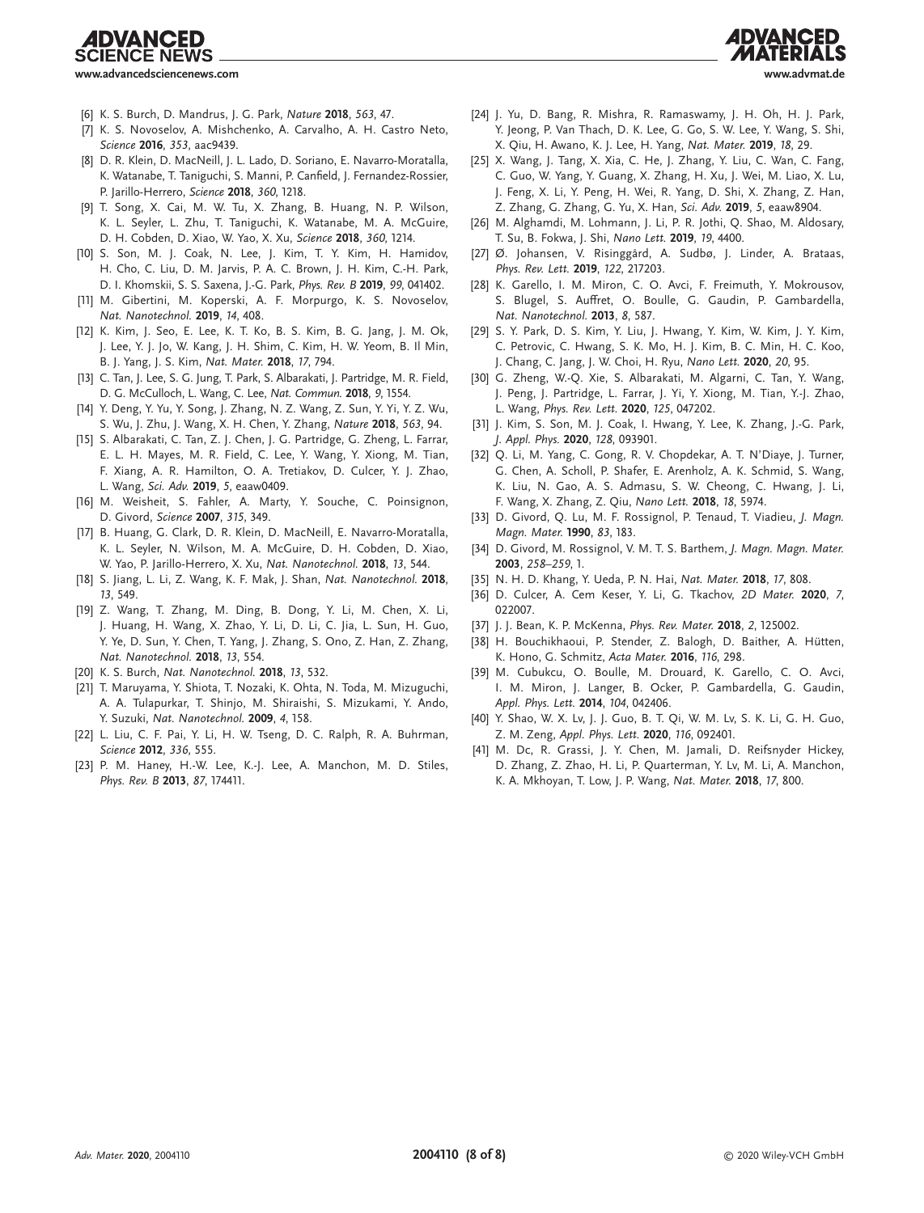[6] K. S. Burch, D. Mandrus, J. G. Park, *Nature* **2018**, *563*, 47.

[7] K. S. Novoselov, A. Mishchenko, A. Carvalho, A. H. Castro Neto, *Science* **2016**, *353*, aac9439.

[8] D. R. Klein, D. MacNeill, J. L. Lado, D. Soriano, E. Navarro-Moratalla, K. Watanabe, T. Taniguchi, S. Manni, P. Canfield, J. Fernandez-Rossier, P. Jarillo-Herrero, *Science* **2018**, *360*, 1218.

[9] T. Song, X. Cai, M. W. Tu, X. Zhang, B. Huang, N. P. Wilson, K. L. Seyler, L. Zhu, T. Taniguchi, K. Watanabe, M. A. McGuire, D. H. Cobden, D. Xiao, W. Yao, X. Xu, *Science* **2018**, *360*, 1214.

[10] S. Son, M. J. Coak, N. Lee, J. Kim, T. Y. Kim, H. Hamidov, H. Cho, C. Liu, D. M. Jarvis, P. A. C. Brown, J. H. Kim, C.-H. Park, D. I. Khomskii, S. S. Saxena, J.-G. Park, *Phys. Rev. B* **2019**, *99*, 041402.

[11] M. Gibertini, M. Koperski, A. F. Morpurgo, K. S. Novoselov, *Nat. Nanotechnol.* **2019**, *14*, 408.

[12] K. Kim, J. Seo, E. Lee, K. T. Ko, B. S. Kim, B. G. Jang, J. M. Ok, J. Lee, Y. J. Jo, W. Kang, J. H. Shim, C. Kim, H. W. Yeom, B. Il Min, B. J. Yang, J. S. Kim, *Nat. Mater.* **2018**, *17*, 794.

[13] C. Tan, J. Lee, S. G. Jung, T. Park, S. Albarakati, J. Partridge, M. R. Field, D. G. McCulloch, L. Wang, C. Lee, *Nat. Commun.* **2018**, *9*, 1554.

[14] Y. Deng, Y. Yu, Y. Song, J. Zhang, N. Z. Wang, Z. Sun, Y. Yi, Y. Z. Wu, S. Wu, J. Zhu, J. Wang, X. H. Chen, Y. Zhang, *Nature* **2018**, *563*, 94.

[15] S. Albarakati, C. Tan, Z. J. Chen, J. G. Partridge, G. Zheng, L. Farrar, E. L. H. Mayes, M. R. Field, C. Lee, Y. Wang, Y. Xiong, M. Tian, F. Xiang, A. R. Hamilton, O. A. Tretiakov, D. Culcer, Y. J. Zhao, L. Wang, *Sci. Adv.* **2019**, *5*, eaaw0409.

[16] M. Weisheit, S. Fahler, A. Marty, Y. Souche, C. Poinsignon, D. Givord, *Science* **2007**, *315*, 349.

[17] B. Huang, G. Clark, D. R. Klein, D. MacNeill, E. Navarro-Moratalla, K. L. Seyler, N. Wilson, M. A. McGuire, D. H. Cobden, D. Xiao, W. Yao, P. Jarillo-Herrero, X. Xu, *Nat. Nanotechnol.* **2018**, *13*, 544.

[18] S. Jiang, L. Li, Z. Wang, K. F. Mak, J. Shan, *Nat. Nanotechnol.* **2018**, *13*, 549.

[19] Z. Wang, T. Zhang, M. Ding, B. Dong, Y. Li, M. Chen, X. Li, J. Huang, H. Wang, X. Zhao, Y. Li, D. Li, C. Jia, L. Sun, H. Guo, Y. Ye, D. Sun, Y. Chen, T. Yang, J. Zhang, S. Ono, Z. Han, Z. Zhang, *Nat. Nanotechnol.* **2018**, *13*, 554.

[20] K. S. Burch, *Nat. Nanotechnol.* **2018**, *13*, 532.

[21] T. Maruyama, Y. Shiota, T. Nozaki, K. Ohta, N. Toda, M. Mizuguchi, A. A. Tulapurkar, T. Shinjo, M. Shiraishi, S. Mizukami, Y. Ando, Y. Suzuki, *Nat. Nanotechnol.* **2009**, *4*, 158.

[22] L. Liu, C. F. Pai, Y. Li, H. W. Tseng, D. C. Ralph, R. A. Buhrman, *Science* **2012**, *336*, 555.

[23] P. M. Haney, H.-W. Lee, K.-J. Lee, A. Manchon, M. D. Stiles, *Phys. Rev. B* **2013**, *87*, 174411.

[24] J. Yu, D. Bang, R. Mishra, R. Ramaswamy, J. H. Oh, H. J. Park, Y. Jeong, P. Van Thach, D. K. Lee, G. Go, S. W. Lee, Y. Wang, S. Shi, X. Qiu, H. Awano, K. J. Lee, H. Yang, *Nat. Mater.* **2019**, *18*, 29.

[25] X. Wang, J. Tang, X. Xia, C. He, J. Zhang, Y. Liu, C. Wan, C. Fang, C. Guo, W. Yang, Y. Guang, X. Zhang, H. Xu, J. Wei, M. Liao, X. Lu, J. Feng, X. Li, Y. Peng, H. Wei, R. Yang, D. Shi, X. Zhang, Z. Han, Z. Zhang, G. Zhang, G. Yu, X. Han, *Sci. Adv.* **2019**, *5*, eaaw8904.

[26] M. Alghamdi, M. Lohmann, J. Li, P. R. Jothi, Q. Shao, M. Aldosary, T. Su, B. Fokwa, J. Shi, *Nano Lett.* **2019**, *19*, 4400.

[27] Ø. Johansen, V. Risinggård, A. Sudbø, J. Linder, A. Brataas, *Phys. Rev. Lett.* **2019**, *122*, 217203.

[28] K. Garello, I. M. Miron, C. O. Avci, F. Freimuth, Y. Mokrousov, S. Blugel, S. Auffret, O. Boulle, G. Gaudin, P. Gambardella, *Nat. Nanotechnol.* **2013**, *8*, 587.

[29] S. Y. Park, D. S. Kim, Y. Liu, J. Hwang, Y. Kim, W. Kim, J. Y. Kim, C. Petrovic, C. Hwang, S. K. Mo, H. J. Kim, B. C. Min, H. C. Koo, J. Chang, C. Jang, J. W. Choi, H. Ryu, *Nano Lett.* **2020**, *20*, 95.

[30] G. Zheng, W.-Q. Xie, S. Albarakati, M. Algarni, C. Tan, Y. Wang, J. Peng, J. Partridge, L. Farrar, J. Yi, Y. Xiong, M. Tian, Y.-J. Zhao, L. Wang, *Phys. Rev. Lett.* **2020**, *125*, 047202.

[31] J. Kim, S. Son, M. J. Coak, I. Hwang, Y. Lee, K. Zhang, J.-G. Park, *J. Appl. Phys.* **2020**, *128*, 093901.

[32] Q. Li, M. Yang, C. Gong, R. V. Chopdekar, A. T. N'Diaye, J. Turner, G. Chen, A. Scholl, P. Shafer, E. Arenholz, A. K. Schmid, S. Wang, K. Liu, N. Gao, A. S. Admasu, S. W. Cheong, C. Hwang, J. Li, F. Wang, X. Zhang, Z. Qiu, *Nano Lett.* **2018**, *18*, 5974.

[33] D. Givord, Q. Lu, M. F. Rossignol, P. Tenaud, T. Viadieu, *J. Magn. Magn. Mater.* **1990**, *83*, 183.

[34] D. Givord, M. Rossignol, V. M. T. S. Barthem, *J. Magn. Magn. Mater.* **2003**, *258–259*, 1.

[35] N. H. D. Khang, Y. Ueda, P. N. Hai, *Nat. Mater.* **2018**, *17*, 808.

[36] D. Culcer, A. Cem Keser, Y. Li, G. Tkachov, *2D Mater.* **2020**, *7*, 022007.

[37] J. J. Bean, K. P. McKenna, *Phys. Rev. Mater.* **2018**, *2*, 125002.

[38] H. Bouchikhaoui, P. Stender, Z. Balogh, D. Baither, A. Hütten, K. Hono, G. Schmitz, *Acta Mater.* **2016**, *116*, 298.

[39] M. Cubukcu, O. Boulle, M. Drouard, K. Garello, C. O. Avci, I. M. Miron, J. Langer, B. Ocker, P. Gambardella, G. Gaudin, *Appl. Phys. Lett.* **2014**, *104*, 042406.

[40] Y. Shao, W. X. Lv, J. J. Guo, B. T. Qi, W. M. Lv, S. K. Li, G. H. Guo, Z. M. Zeng, *Appl. Phys. Lett.* **2020**, *116*, 092401.

[41] M. Dc, R. Grassi, J. Y. Chen, M. Jamali, D. Reifsnyder Hickey, D. Zhang, Z. Zhao, H. Li, P. Quarterman, Y. Lv, M. Li, A. Manchon, K. A. Mkhoyan, T. Low, J. P. Wang, *Nat. Mater.* **2018**, *17*, 800.